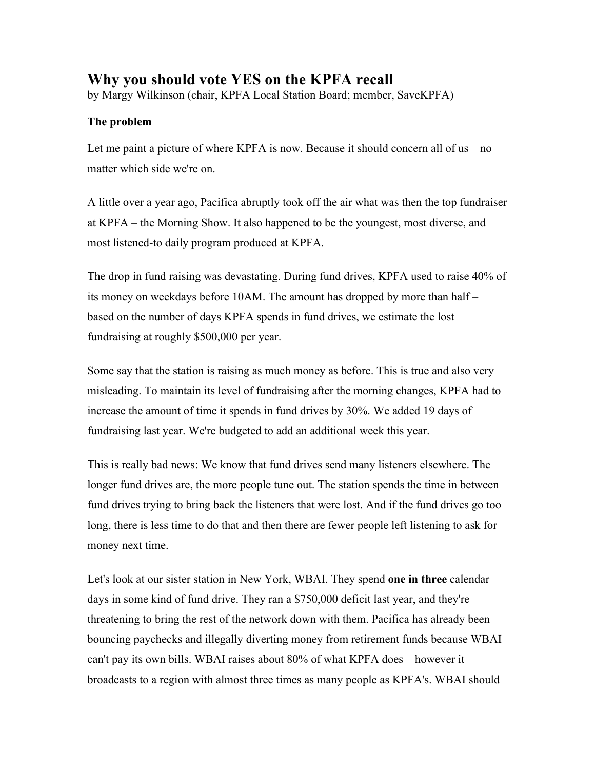# Why you should vote YES on the KPFA recall

by Margy Wilkinson (chair, KPFA Local Station Board; member, SaveKPFA)

**The problem**

Let me paint a picture of where KPFA is now. Because it should concern all of us – no matter which side we're on.

A little over a year ago, Pacifica abruptly took off the air what was then the top fundraiser at KPFA – the Morning Show. It also happened to be the youngest, most diverse, and most listened-to daily program produced at KPFA.

The drop in fund raising was devastating. During fund drives, KPFA used to raise 40% of its money on weekdays before 10AM. The amount has dropped by more than half – based on the number of days KPFA spends in fund drives, we estimate the lost fundraising at roughly $500,000 per year.

Some say that the station is raising as much money as before. This is true and also very misleading. To maintain its level of fundraising after the morning changes, KPFA had to increase the amount of time it spends in fund drives by 30%. We added 19 days of fundraising last year. We're budgeted to add an additional week this year.

This is really bad news: We know that fund drives send many listeners elsewhere. The longer fund drives are, the more people tune out. The station spends the time in between fund drives trying to bring back the listeners that were lost. And if the fund drives go too long, there is less time to do that and then there are fewer people left listening to ask for money next time.

Let's look at our sister station in New York, WBAI. They spend **one in three** calendar days in some kind of fund drive. They ran a $750,000 deficit last year, and they're threatening to bring the rest of the network down with them. Pacifica has already been bouncing paychecks and illegally diverting money from retirement funds because WBAI can't pay its own bills. WBAI raises about 80% of what KPFA does – however it broadcasts to a region with almost three times as many people as KPFA's. WBAI should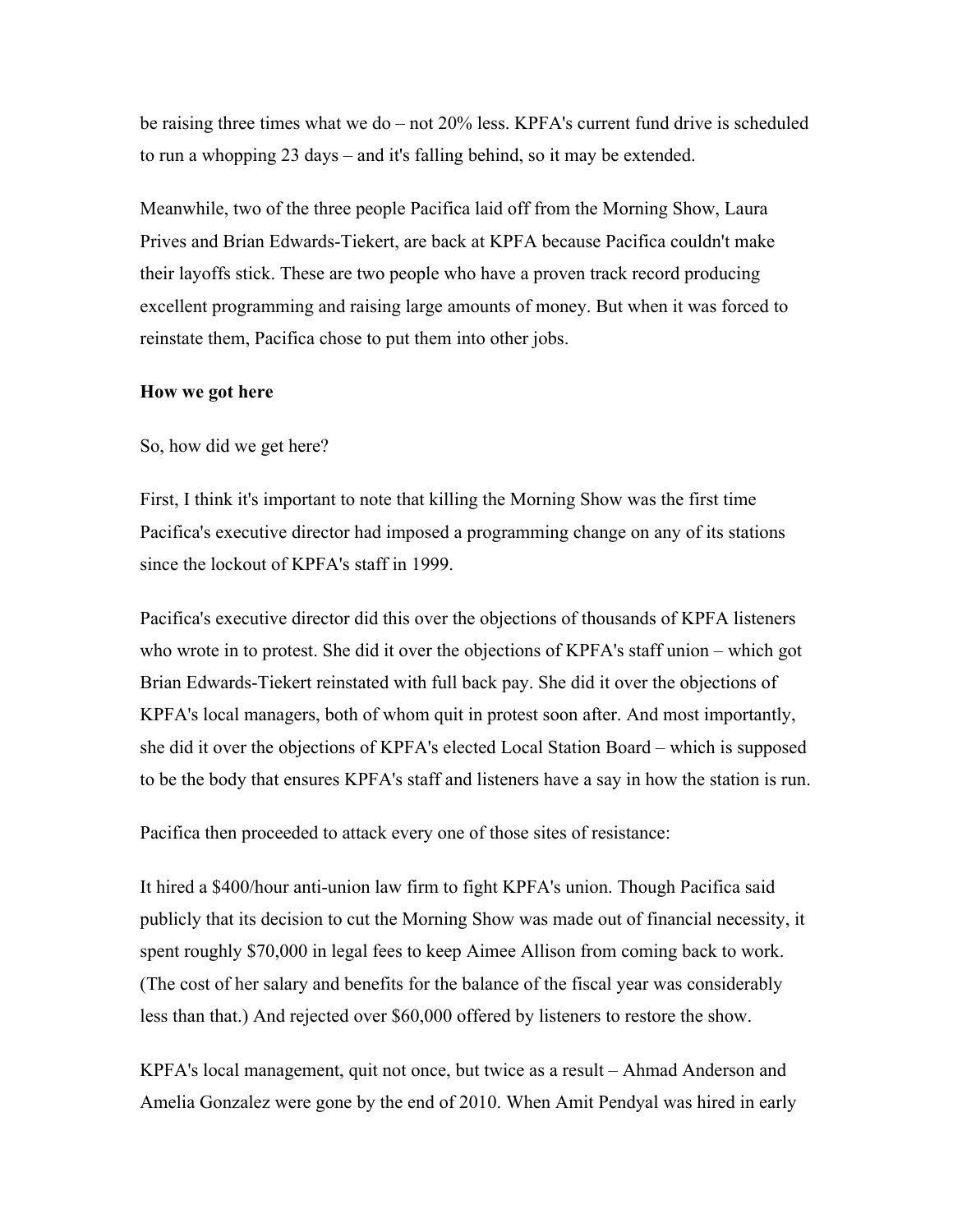be raising three times what we do – not 20% less. KPFA's current fund drive is scheduled to run a whopping 23 days – and it's falling behind, so it may be extended.

Meanwhile, two of the three people Pacifica laid off from the Morning Show, Laura Prives and Brian Edwards-Tiekert, are back at KPFA because Pacifica couldn't make their layoffs stick. These are two people who have a proven track record producing excellent programming and raising large amounts of money. But when it was forced to reinstate them, Pacifica chose to put them into other jobs.

**How we got here**

So, how did we get here?

First, I think it's important to note that killing the Morning Show was the first time Pacifica's executive director had imposed a programming change on any of its stations since the lockout of KPFA's staff in 1999.

Pacifica's executive director did this over the objections of thousands of KPFA listeners who wrote in to protest. She did it over the objections of KPFA's staff union – which got Brian Edwards-Tiekert reinstated with full back pay. She did it over the objections of KPFA's local managers, both of whom quit in protest soon after. And most importantly, she did it over the objections of KPFA's elected Local Station Board – which is supposed to be the body that ensures KPFA's staff and listeners have a say in how the station is run.

Pacifica then proceeded to attack every one of those sites of resistance:

It hired a $400/hour anti-union law firm to fight KPFA's union. Though Pacifica said publicly that its decision to cut the Morning Show was made out of financial necessity, it spent roughly $70,000 in legal fees to keep Aimee Allison from coming back to work. (The cost of her salary and benefits for the balance of the fiscal year was considerably less than that.) And rejected over $60,000 offered by listeners to restore the show.

KPFA's local management, quit not once, but twice as a result – Ahmad Anderson and Amelia Gonzalez were gone by the end of 2010. When Amit Pendyal was hired in early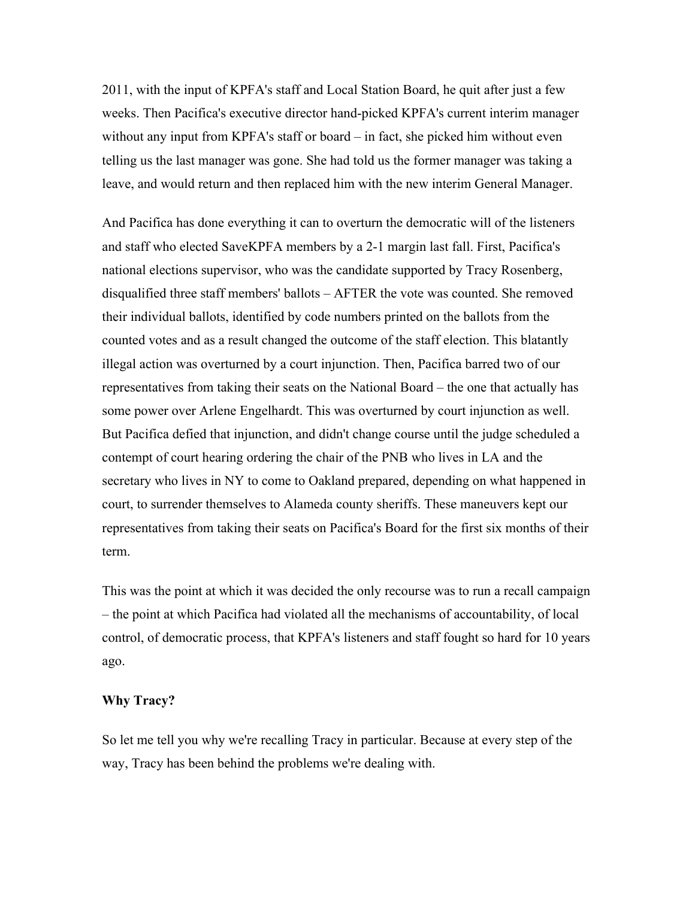2011, with the input of KPFA's staff and Local Station Board, he quit after just a few weeks. Then Pacifica's executive director hand-picked KPFA's current interim manager without any input from KPFA's staff or board – in fact, she picked him without even telling us the last manager was gone. She had told us the former manager was taking a leave, and would return and then replaced him with the new interim General Manager.

And Pacifica has done everything it can to overturn the democratic will of the listeners and staff who elected SaveKPFA members by a 2-1 margin last fall. First, Pacifica's national elections supervisor, who was the candidate supported by Tracy Rosenberg, disqualified three staff members' ballots – AFTER the vote was counted. She removed their individual ballots, identified by code numbers printed on the ballots from the counted votes and as a result changed the outcome of the staff election. This blatantly illegal action was overturned by a court injunction. Then, Pacifica barred two of our representatives from taking their seats on the National Board – the one that actually has some power over Arlene Engelhardt. This was overturned by court injunction as well. But Pacifica defied that injunction, and didn't change course until the judge scheduled a contempt of court hearing ordering the chair of the PNB who lives in LA and the secretary who lives in NY to come to Oakland prepared, depending on what happened in court, to surrender themselves to Alameda county sheriffs. These maneuvers kept our representatives from taking their seats on Pacifica's Board for the first six months of their term.

This was the point at which it was decided the only recourse was to run a recall campaign – the point at which Pacifica had violated all the mechanisms of accountability, of local control, of democratic process, that KPFA's listeners and staff fought so hard for 10 years ago.

**Why Tracy?**

So let me tell you why we're recalling Tracy in particular. Because at every step of the way, Tracy has been behind the problems we're dealing with.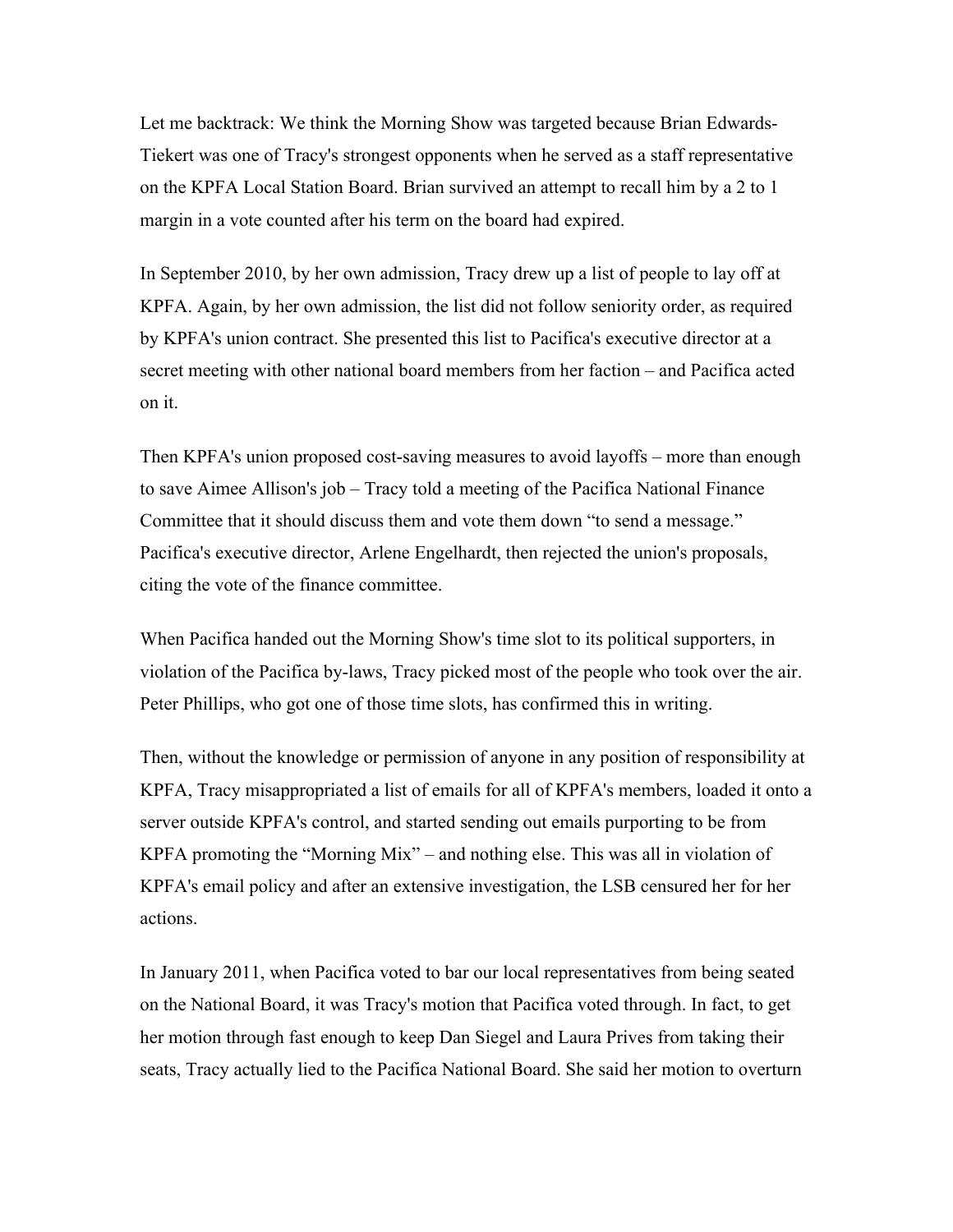Let me backtrack: We think the Morning Show was targeted because Brian Edwards-Tiekert was one of Tracy's strongest opponents when he served as a staff representative on the KPFA Local Station Board. Brian survived an attempt to recall him by a 2 to 1 margin in a vote counted after his term on the board had expired.

In September 2010, by her own admission, Tracy drew up a list of people to lay off at KPFA. Again, by her own admission, the list did not follow seniority order, as required by KPFA's union contract. She presented this list to Pacifica's executive director at a secret meeting with other national board members from her faction – and Pacifica acted on it.

Then KPFA's union proposed cost-saving measures to avoid layoffs – more than enough to save Aimee Allison's job – Tracy told a meeting of the Pacifica National Finance Committee that it should discuss them and vote them down "to send a message." Pacifica's executive director, Arlene Engelhardt, then rejected the union's proposals, citing the vote of the finance committee.

When Pacifica handed out the Morning Show's time slot to its political supporters, in violation of the Pacifica by-laws, Tracy picked most of the people who took over the air. Peter Phillips, who got one of those time slots, has confirmed this in writing.

Then, without the knowledge or permission of anyone in any position of responsibility at KPFA, Tracy misappropriated a list of emails for all of KPFA's members, loaded it onto a server outside KPFA's control, and started sending out emails purporting to be from KPFA promoting the "Morning Mix" – and nothing else. This was all in violation of KPFA's email policy and after an extensive investigation, the LSB censured her for her actions.

In January 2011, when Pacifica voted to bar our local representatives from being seated on the National Board, it was Tracy's motion that Pacifica voted through. In fact, to get her motion through fast enough to keep Dan Siegel and Laura Prives from taking their seats, Tracy actually lied to the Pacifica National Board. She said her motion to overturn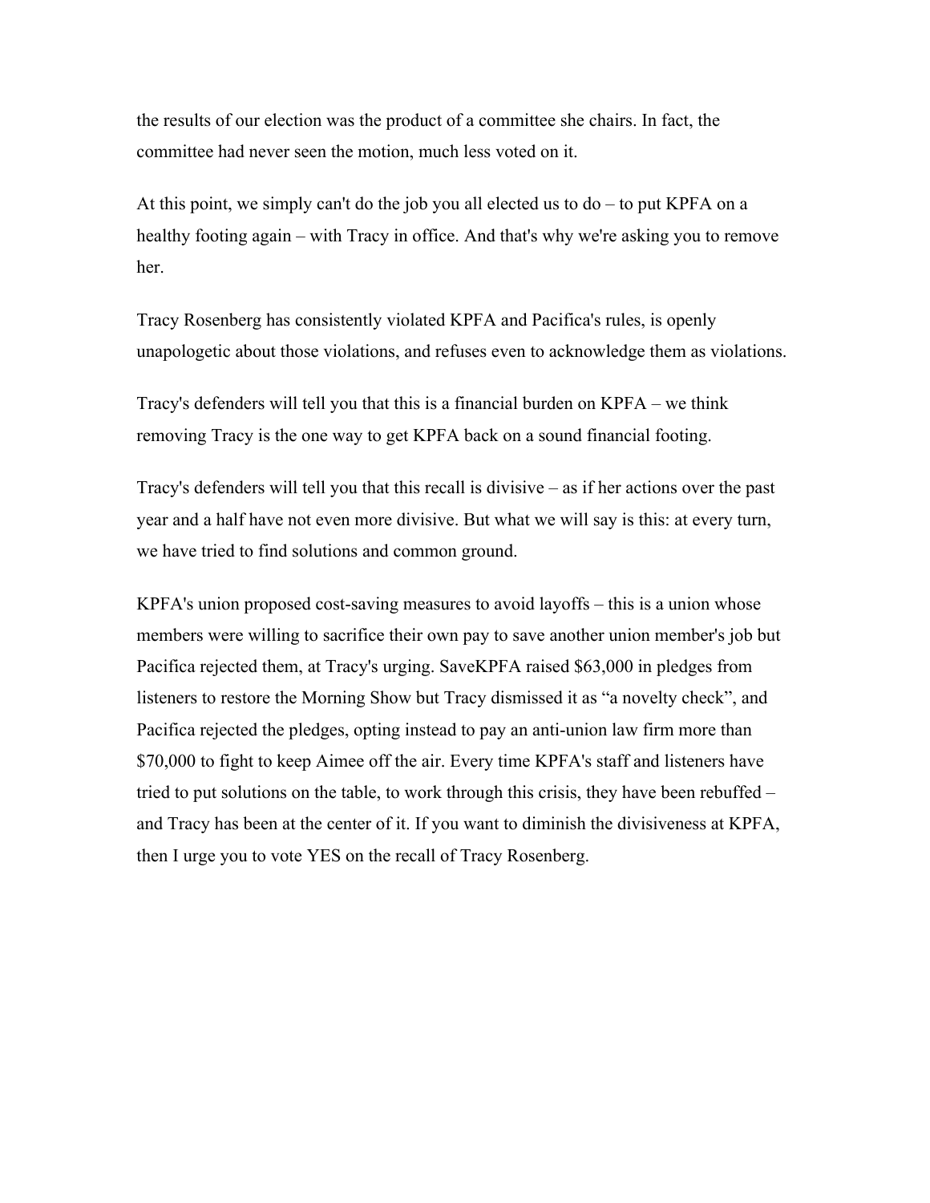the results of our election was the product of a committee she chairs. In fact, the committee had never seen the motion, much less voted on it.

At this point, we simply can't do the job you all elected us to do – to put KPFA on a healthy footing again – with Tracy in office. And that's why we're asking you to remove her.

Tracy Rosenberg has consistently violated KPFA and Pacifica's rules, is openly unapologetic about those violations, and refuses even to acknowledge them as violations.

Tracy's defenders will tell you that this is a financial burden on KPFA – we think removing Tracy is the one way to get KPFA back on a sound financial footing.

Tracy's defenders will tell you that this recall is divisive – as if her actions over the past year and a half have not even more divisive. But what we will say is this: at every turn, we have tried to find solutions and common ground.

KPFA's union proposed cost-saving measures to avoid layoffs – this is a union whose members were willing to sacrifice their own pay to save another union member's job but Pacifica rejected them, at Tracy's urging. SaveKPFA raised $63,000 in pledges from listeners to restore the Morning Show but Tracy dismissed it as "a novelty check", and Pacifica rejected the pledges, opting instead to pay an anti-union law firm more than $70,000 to fight to keep Aimee off the air. Every time KPFA's staff and listeners have tried to put solutions on the table, to work through this crisis, they have been rebuffed – and Tracy has been at the center of it. If you want to diminish the divisiveness at KPFA, then I urge you to vote YES on the recall of Tracy Rosenberg.